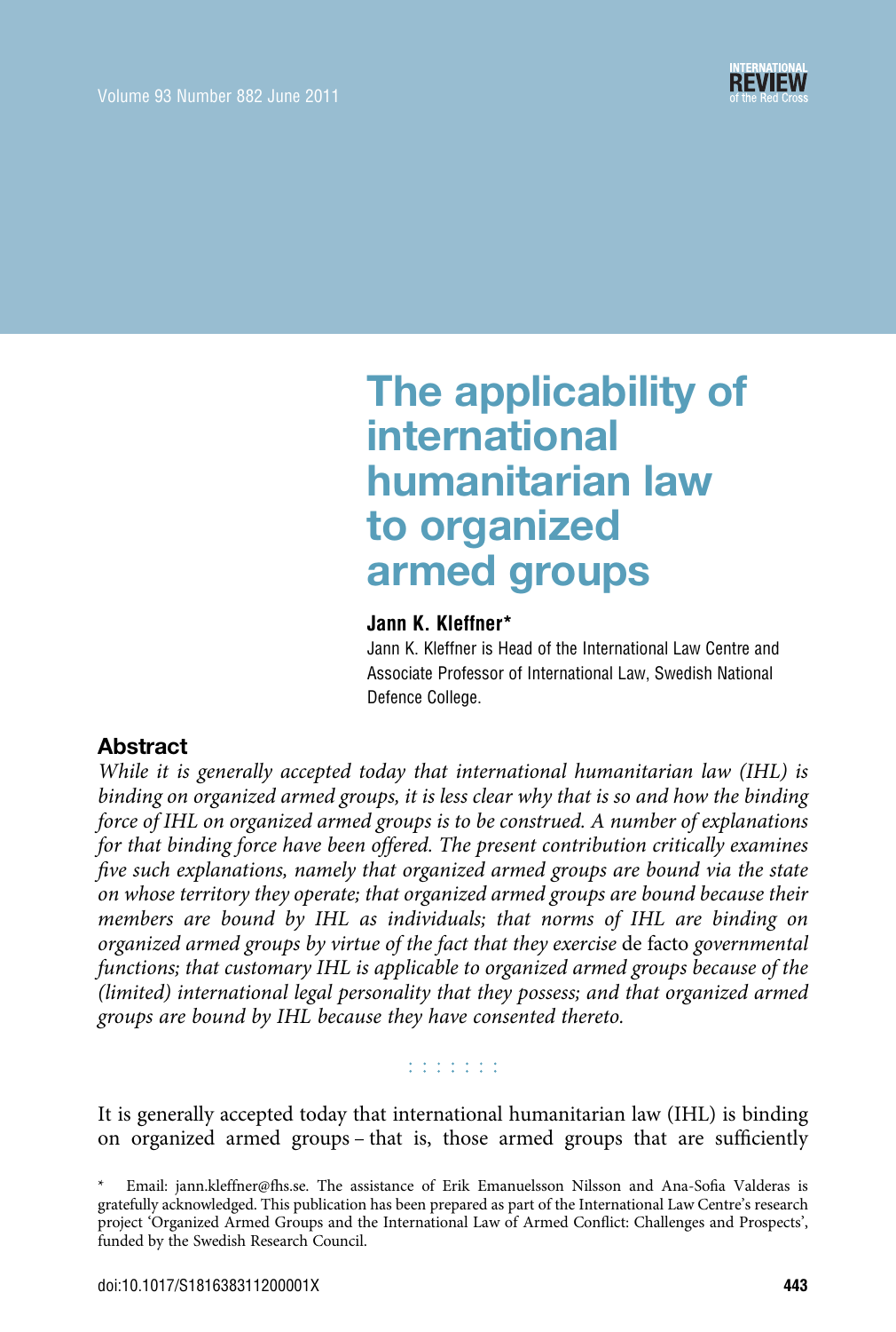# The applicability of international humanitarian law to organized armed groups

**Jann K. Kleffner***

Jann K. Kleffner is Head of the International Law Centre and Associate Professor of International Law, Swedish National Defence College.

## Abstract

*While it is generally accepted today that international humanitarian law (IHL) is binding on organized armed groups, it is less clear why that is so and how the binding force of IHL on organized armed groups is to be construed. A number of explanations for that binding force have been offered. The present contribution critically examines five such explanations, namely that organized armed groups are bound via the state on whose territory they operate; that organized armed groups are bound because their members are bound by IHL as individuals; that norms of IHL are binding on organized armed groups by virtue of the fact that they exercise* de facto *governmental functions; that customary IHL is applicable to organized armed groups because of the (limited) international legal personality that they possess; and that organized armed groups are bound by IHL because they have consented thereto.*

It is generally accepted today that international humanitarian law (IHL) is binding on organized armed groups – that is, those armed groups that are sufficiently

\* Email: jann.kleffner@fhs.se. The assistance of Erik Emanuelsson Nilsson and Ana-Sofia Valderas is gratefully acknowledged. This publication has been prepared as part of the International Law Centre's research project 'Organized Armed Groups and the International Law of Armed Conflict: Challenges and Prospects', funded by the Swedish Research Council.

doi:10.1017/S181638311200001X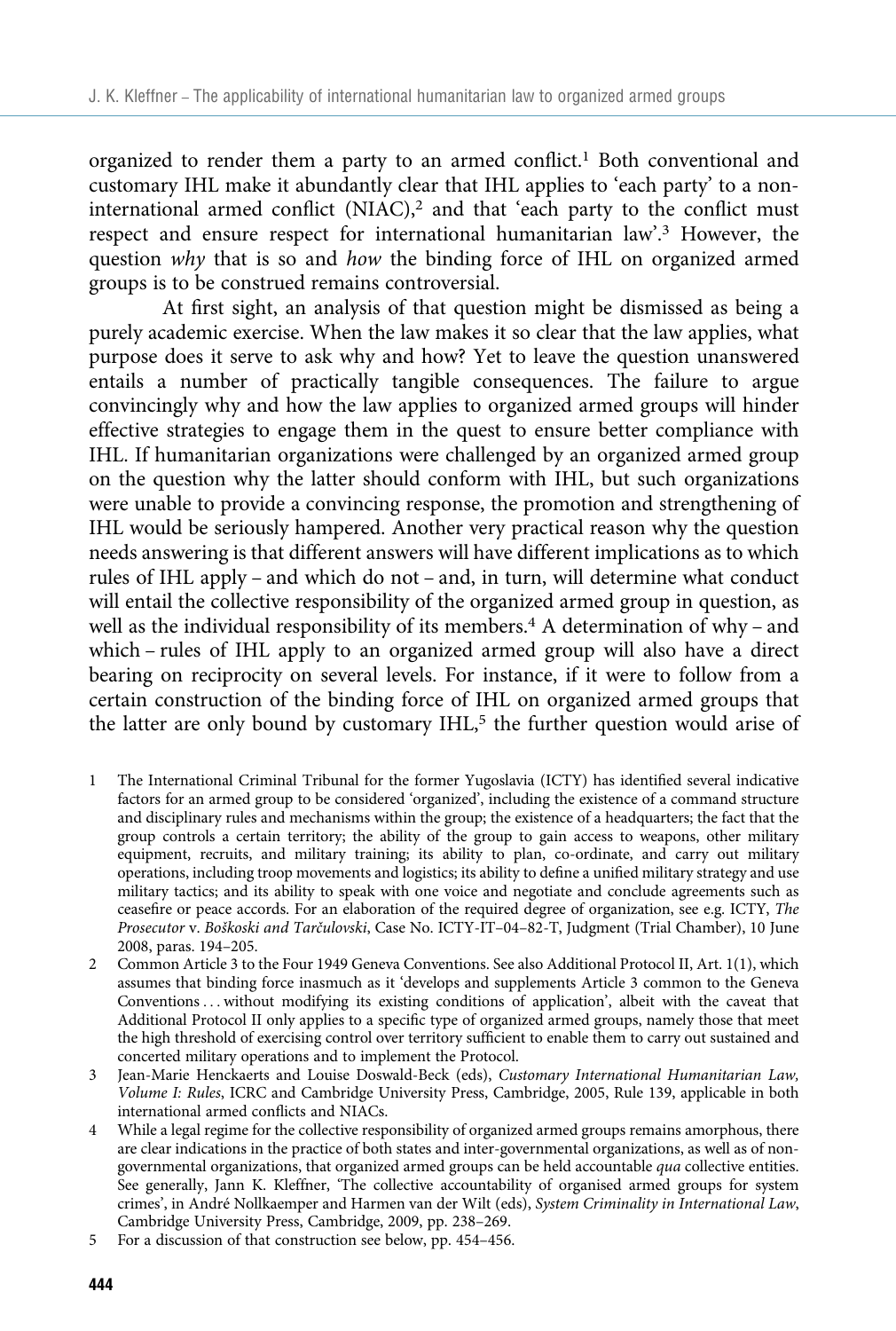organized to render them a party to an armed conflict.[1] Both conventional and customary IHL make it abundantly clear that IHL applies to 'each party' to a non-international armed conflict (NIAC),[2] and that 'each party to the conflict must respect and ensure respect for international humanitarian law'.[3] However, the question *why* that is so and *how* the binding force of IHL on organized armed groups is to be construed remains controversial.

At first sight, an analysis of that question might be dismissed as being a purely academic exercise. When the law makes it so clear that the law applies, what purpose does it serve to ask why and how? Yet to leave the question unanswered entails a number of practically tangible consequences. The failure to argue convincingly why and how the law applies to organized armed groups will hinder effective strategies to engage them in the quest to ensure better compliance with IHL. If humanitarian organizations were challenged by an organized armed group on the question why the latter should conform with IHL, but such organizations were unable to provide a convincing response, the promotion and strengthening of IHL would be seriously hampered. Another very practical reason why the question needs answering is that different answers will have different implications as to which rules of IHL apply – and which do not – and, in turn, will determine what conduct will entail the collective responsibility of the organized armed group in question, as well as the individual responsibility of its members.[4] A determination of why – and which – rules of IHL apply to an organized armed group will also have a direct bearing on reciprocity on several levels. For instance, if it were to follow from a certain construction of the binding force of IHL on organized armed groups that the latter are only bound by customary IHL,[5] the further question would arise of

1 The International Criminal Tribunal for the former Yugoslavia (ICTY) has identified several indicative factors for an armed group to be considered 'organized', including the existence of a command structure and disciplinary rules and mechanisms within the group; the existence of a headquarters; the fact that the group controls a certain territory; the ability of the group to gain access to weapons, other military equipment, recruits, and military training; its ability to plan, co-ordinate, and carry out military operations, including troop movements and logistics; its ability to define a unified military strategy and use military tactics; and its ability to speak with one voice and negotiate and conclude agreements such as ceasefire or peace accords. For an elaboration of the required degree of organization, see e.g. ICTY, *The Prosecutor* v. *Boškoski and Tarčulovski*, Case No. ICTY-IT–04–82-T, Judgment (Trial Chamber), 10 June 2008, paras. 194–205.

2 Common Article 3 to the Four 1949 Geneva Conventions. See also Additional Protocol II, Art. 1(1), which assumes that binding force inasmuch as it 'develops and supplements Article 3 common to the Geneva Conventions … without modifying its existing conditions of application', albeit with the caveat that Additional Protocol II only applies to a specific type of organized armed groups, namely those that meet the high threshold of exercising control over territory sufficient to enable them to carry out sustained and concerted military operations and to implement the Protocol.

3 Jean-Marie Henckaerts and Louise Doswald-Beck (eds), *Customary International Humanitarian Law, Volume I: Rules*, ICRC and Cambridge University Press, Cambridge, 2005, Rule 139, applicable in both international armed conflicts and NIACs.

4 While a legal regime for the collective responsibility of organized armed groups remains amorphous, there are clear indications in the practice of both states and inter-governmental organizations, as well as of non-governmental organizations, that organized armed groups can be held accountable *qua* collective entities. See generally, Jann K. Kleffner, 'The collective accountability of organised armed groups for system crimes', in André Nollkaemper and Harmen van der Wilt (eds), *System Criminality in International Law*, Cambridge University Press, Cambridge, 2009, pp. 238–269.

5 For a discussion of that construction see below, pp. 454–456.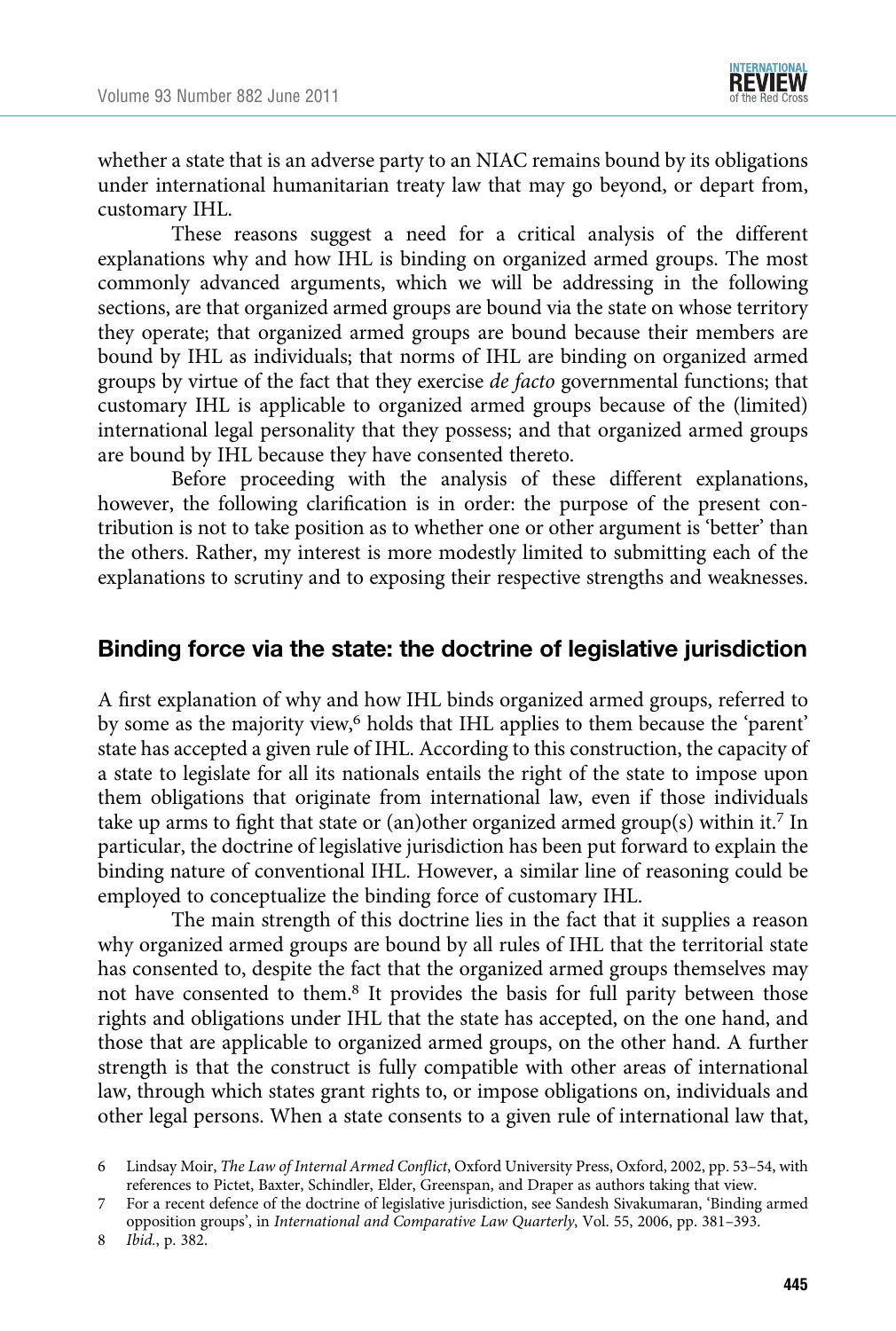whether a state that is an adverse party to an NIAC remains bound by its obligations under international humanitarian treaty law that may go beyond, or depart from, customary IHL.

These reasons suggest a need for a critical analysis of the different explanations why and how IHL is binding on organized armed groups. The most commonly advanced arguments, which we will be addressing in the following sections, are that organized armed groups are bound via the state on whose territory they operate; that organized armed groups are bound because their members are bound by IHL as individuals; that norms of IHL are binding on organized armed groups by virtue of the fact that they exercise *de facto* governmental functions; that customary IHL is applicable to organized armed groups because of the (limited) international legal personality that they possess; and that organized armed groups are bound by IHL because they have consented thereto.

Before proceeding with the analysis of these different explanations, however, the following clarification is in order: the purpose of the present contribution is not to take position as to whether one or other argument is 'better' than the others. Rather, my interest is more modestly limited to submitting each of the explanations to scrutiny and to exposing their respective strengths and weaknesses.

## Binding force via the state: the doctrine of legislative jurisdiction

A first explanation of why and how IHL binds organized armed groups, referred to by some as the majority view,[6] holds that IHL applies to them because the 'parent' state has accepted a given rule of IHL. According to this construction, the capacity of a state to legislate for all its nationals entails the right of the state to impose upon them obligations that originate from international law, even if those individuals take up arms to fight that state or (an)other organized armed group(s) within it.[7] In particular, the doctrine of legislative jurisdiction has been put forward to explain the binding nature of conventional IHL. However, a similar line of reasoning could be employed to conceptualize the binding force of customary IHL.

The main strength of this doctrine lies in the fact that it supplies a reason why organized armed groups are bound by all rules of IHL that the territorial state has consented to, despite the fact that the organized armed groups themselves may not have consented to them.[8] It provides the basis for full parity between those rights and obligations under IHL that the state has accepted, on the one hand, and those that are applicable to organized armed groups, on the other hand. A further strength is that the construct is fully compatible with other areas of international law, through which states grant rights to, or impose obligations on, individuals and other legal persons. When a state consents to a given rule of international law that,

6 Lindsay Moir, *The Law of Internal Armed Conflict*, Oxford University Press, Oxford, 2002, pp. 53–54, with references to Pictet, Baxter, Schindler, Elder, Greenspan, and Draper as authors taking that view.

7 For a recent defence of the doctrine of legislative jurisdiction, see Sandesh Sivakumaran, 'Binding armed opposition groups', in *International and Comparative Law Quarterly*, Vol. 55, 2006, pp. 381–393.

8 *Ibid.*, p. 382.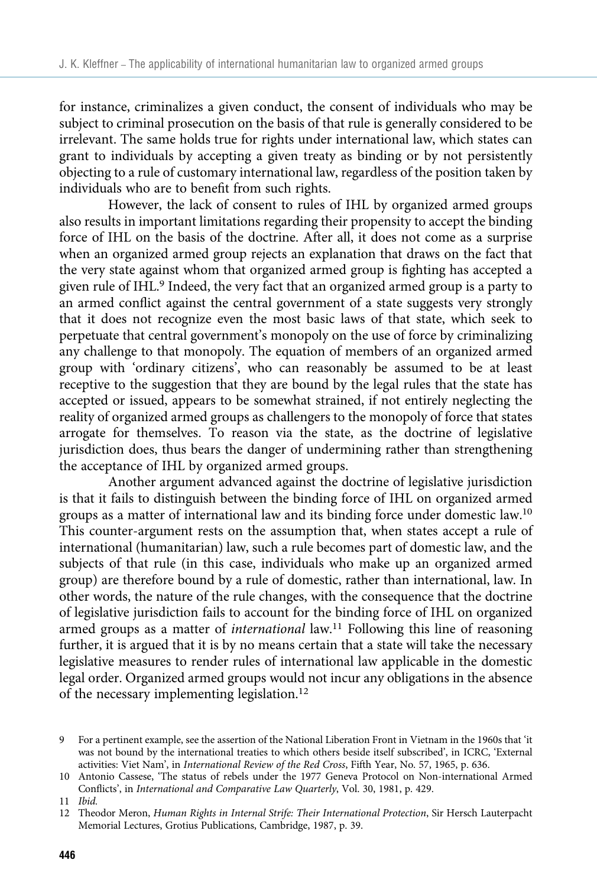for instance, criminalizes a given conduct, the consent of individuals who may be subject to criminal prosecution on the basis of that rule is generally considered to be irrelevant. The same holds true for rights under international law, which states can grant to individuals by accepting a given treaty as binding or by not persistently objecting to a rule of customary international law, regardless of the position taken by individuals who are to benefit from such rights.

However, the lack of consent to rules of IHL by organized armed groups also results in important limitations regarding their propensity to accept the binding force of IHL on the basis of the doctrine. After all, it does not come as a surprise when an organized armed group rejects an explanation that draws on the fact that the very state against whom that organized armed group is fighting has accepted a given rule of IHL.[9] Indeed, the very fact that an organized armed group is a party to an armed conflict against the central government of a state suggests very strongly that it does not recognize even the most basic laws of that state, which seek to perpetuate that central government's monopoly on the use of force by criminalizing any challenge to that monopoly. The equation of members of an organized armed group with 'ordinary citizens', who can reasonably be assumed to be at least receptive to the suggestion that they are bound by the legal rules that the state has accepted or issued, appears to be somewhat strained, if not entirely neglecting the reality of organized armed groups as challengers to the monopoly of force that states arrogate for themselves. To reason via the state, as the doctrine of legislative jurisdiction does, thus bears the danger of undermining rather than strengthening the acceptance of IHL by organized armed groups.

Another argument advanced against the doctrine of legislative jurisdiction is that it fails to distinguish between the binding force of IHL on organized armed groups as a matter of international law and its binding force under domestic law.[10] This counter-argument rests on the assumption that, when states accept a rule of international (humanitarian) law, such a rule becomes part of domestic law, and the subjects of that rule (in this case, individuals who make up an organized armed group) are therefore bound by a rule of domestic, rather than international, law. In other words, the nature of the rule changes, with the consequence that the doctrine of legislative jurisdiction fails to account for the binding force of IHL on organized armed groups as a matter of *international* law.[11] Following this line of reasoning further, it is argued that it is by no means certain that a state will take the necessary legislative measures to render rules of international law applicable in the domestic legal order. Organized armed groups would not incur any obligations in the absence of the necessary implementing legislation.[12]

9 For a pertinent example, see the assertion of the National Liberation Front in Vietnam in the 1960s that 'it was not bound by the international treaties to which others beside itself subscribed', in ICRC, 'External activities: Viet Nam', in *International Review of the Red Cross*, Fifth Year, No. 57, 1965, p. 636.

10 Antonio Cassese, 'The status of rebels under the 1977 Geneva Protocol on Non-international Armed Conflicts', in *International and Comparative Law Quarterly*, Vol. 30, 1981, p. 429.

11 *Ibid.*

12 Theodor Meron, *Human Rights in Internal Strife: Their International Protection*, Sir Hersch Lauterpacht Memorial Lectures, Grotius Publications, Cambridge, 1987, p. 39.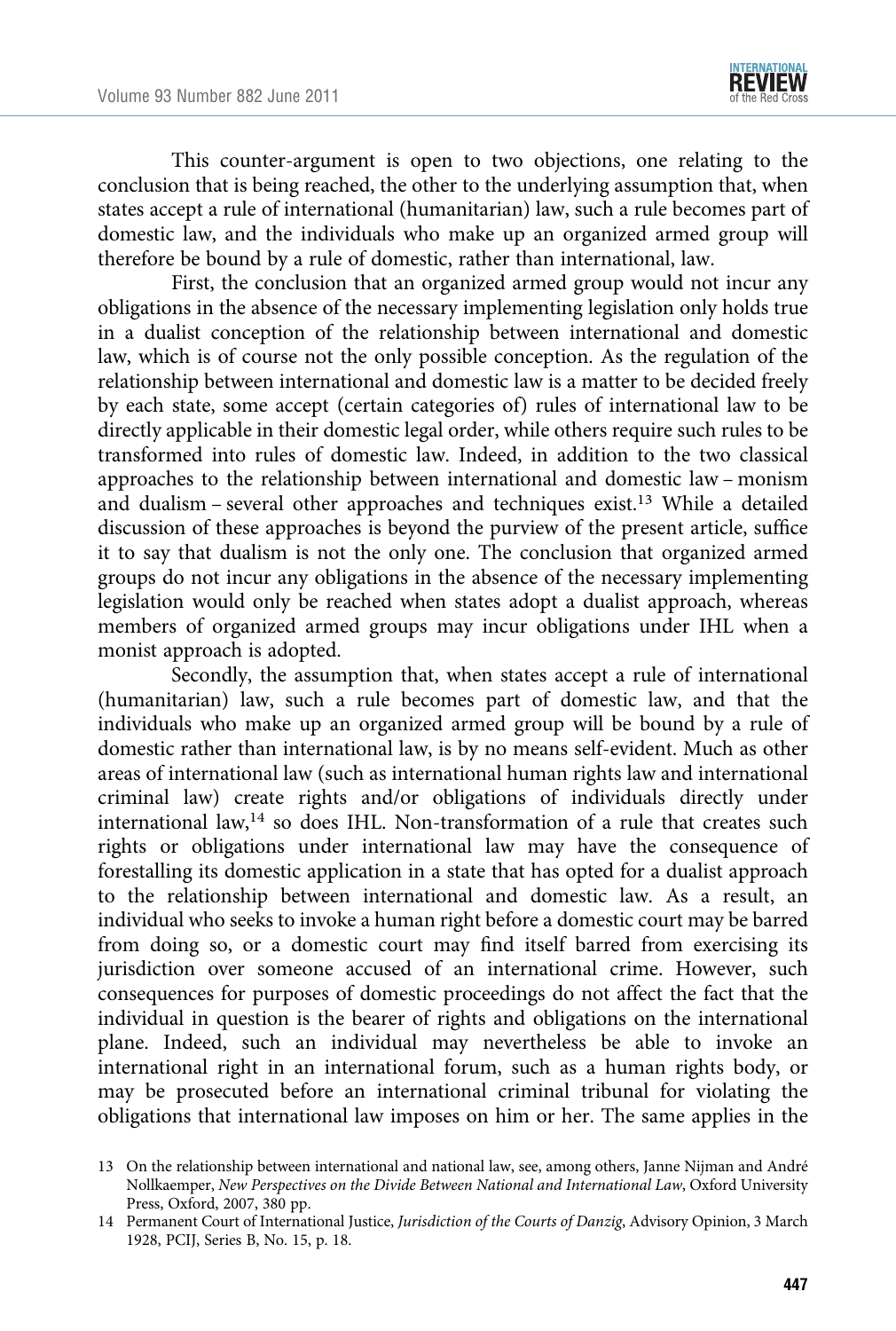This counter-argument is open to two objections, one relating to the conclusion that is being reached, the other to the underlying assumption that, when states accept a rule of international (humanitarian) law, such a rule becomes part of domestic law, and the individuals who make up an organized armed group will therefore be bound by a rule of domestic, rather than international, law.

First, the conclusion that an organized armed group would not incur any obligations in the absence of the necessary implementing legislation only holds true in a dualist conception of the relationship between international and domestic law, which is of course not the only possible conception. As the regulation of the relationship between international and domestic law is a matter to be decided freely by each state, some accept (certain categories of) rules of international law to be directly applicable in their domestic legal order, while others require such rules to be transformed into rules of domestic law. Indeed, in addition to the two classical approaches to the relationship between international and domestic law – monism and dualism – several other approaches and techniques exist.[13] While a detailed discussion of these approaches is beyond the purview of the present article, suffice it to say that dualism is not the only one. The conclusion that organized armed groups do not incur any obligations in the absence of the necessary implementing legislation would only be reached when states adopt a dualist approach, whereas members of organized armed groups may incur obligations under IHL when a monist approach is adopted.

Secondly, the assumption that, when states accept a rule of international (humanitarian) law, such a rule becomes part of domestic law, and that the individuals who make up an organized armed group will be bound by a rule of domestic rather than international law, is by no means self-evident. Much as other areas of international law (such as international human rights law and international criminal law) create rights and/or obligations of individuals directly under international law,[14] so does IHL. Non-transformation of a rule that creates such rights or obligations under international law may have the consequence of forestalling its domestic application in a state that has opted for a dualist approach to the relationship between international and domestic law. As a result, an individual who seeks to invoke a human right before a domestic court may be barred from doing so, or a domestic court may find itself barred from exercising its jurisdiction over someone accused of an international crime. However, such consequences for purposes of domestic proceedings do not affect the fact that the individual in question is the bearer of rights and obligations on the international plane. Indeed, such an individual may nevertheless be able to invoke an international right in an international forum, such as a human rights body, or may be prosecuted before an international criminal tribunal for violating the obligations that international law imposes on him or her. The same applies in the

13 On the relationship between international and national law, see, among others, Janne Nijman and André Nollkaemper, *New Perspectives on the Divide Between National and International Law*, Oxford University Press, Oxford, 2007, 380 pp.

14 Permanent Court of International Justice, *Jurisdiction of the Courts of Danzig*, Advisory Opinion, 3 March 1928, PCIJ, Series B, No. 15, p. 18.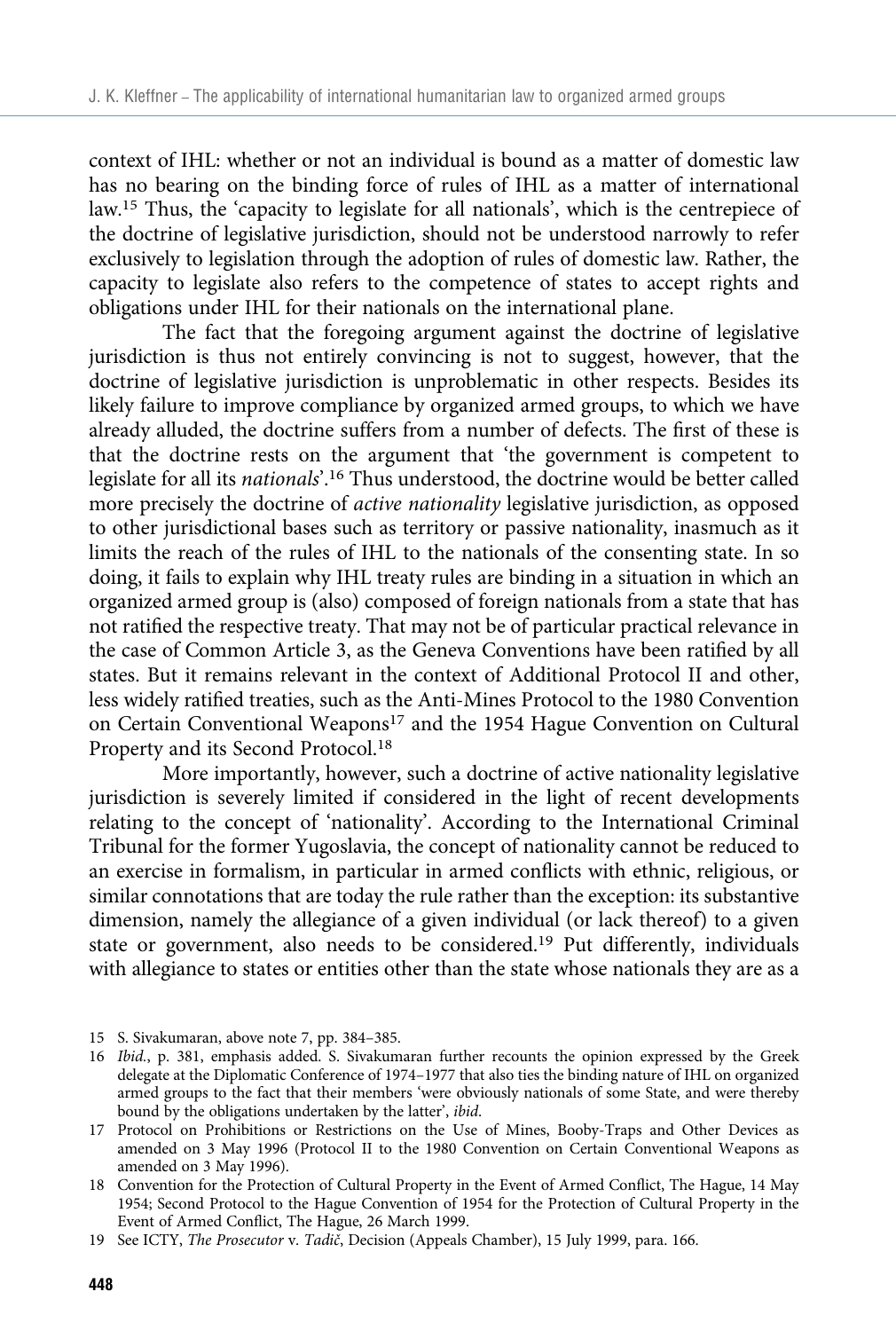context of IHL: whether or not an individual is bound as a matter of domestic law has no bearing on the binding force of rules of IHL as a matter of international law.[15] Thus, the 'capacity to legislate for all nationals', which is the centrepiece of the doctrine of legislative jurisdiction, should not be understood narrowly to refer exclusively to legislation through the adoption of rules of domestic law. Rather, the capacity to legislate also refers to the competence of states to accept rights and obligations under IHL for their nationals on the international plane.

The fact that the foregoing argument against the doctrine of legislative jurisdiction is thus not entirely convincing is not to suggest, however, that the doctrine of legislative jurisdiction is unproblematic in other respects. Besides its likely failure to improve compliance by organized armed groups, to which we have already alluded, the doctrine suffers from a number of defects. The first of these is that the doctrine rests on the argument that 'the government is competent to legislate for all its *nationals*'.[16] Thus understood, the doctrine would be better called more precisely the doctrine of *active nationality* legislative jurisdiction, as opposed to other jurisdictional bases such as territory or passive nationality, inasmuch as it limits the reach of the rules of IHL to the nationals of the consenting state. In so doing, it fails to explain why IHL treaty rules are binding in a situation in which an organized armed group is (also) composed of foreign nationals from a state that has not ratified the respective treaty. That may not be of particular practical relevance in the case of Common Article 3, as the Geneva Conventions have been ratified by all states. But it remains relevant in the context of Additional Protocol II and other, less widely ratified treaties, such as the Anti-Mines Protocol to the 1980 Convention on Certain Conventional Weapons[17] and the 1954 Hague Convention on Cultural Property and its Second Protocol.[18]

More importantly, however, such a doctrine of active nationality legislative jurisdiction is severely limited if considered in the light of recent developments relating to the concept of 'nationality'. According to the International Criminal Tribunal for the former Yugoslavia, the concept of nationality cannot be reduced to an exercise in formalism, in particular in armed conflicts with ethnic, religious, or similar connotations that are today the rule rather than the exception: its substantive dimension, namely the allegiance of a given individual (or lack thereof) to a given state or government, also needs to be considered.[19] Put differently, individuals with allegiance to states or entities other than the state whose nationals they are as a

---

15 S. Sivakumaran, above note 7, pp. 384–385.

16 *Ibid.*, p. 381, emphasis added. S. Sivakumaran further recounts the opinion expressed by the Greek delegate at the Diplomatic Conference of 1974–1977 that also ties the binding nature of IHL on organized armed groups to the fact that their members 'were obviously nationals of some State, and were thereby bound by the obligations undertaken by the latter', *ibid*.

17 Protocol on Prohibitions or Restrictions on the Use of Mines, Booby-Traps and Other Devices as amended on 3 May 1996 (Protocol II to the 1980 Convention on Certain Conventional Weapons as amended on 3 May 1996).

18 Convention for the Protection of Cultural Property in the Event of Armed Conflict, The Hague, 14 May 1954; Second Protocol to the Hague Convention of 1954 for the Protection of Cultural Property in the Event of Armed Conflict, The Hague, 26 March 1999.

19 See ICTY, *The Prosecutor* v. *Tadič*, Decision (Appeals Chamber), 15 July 1999, para. 166.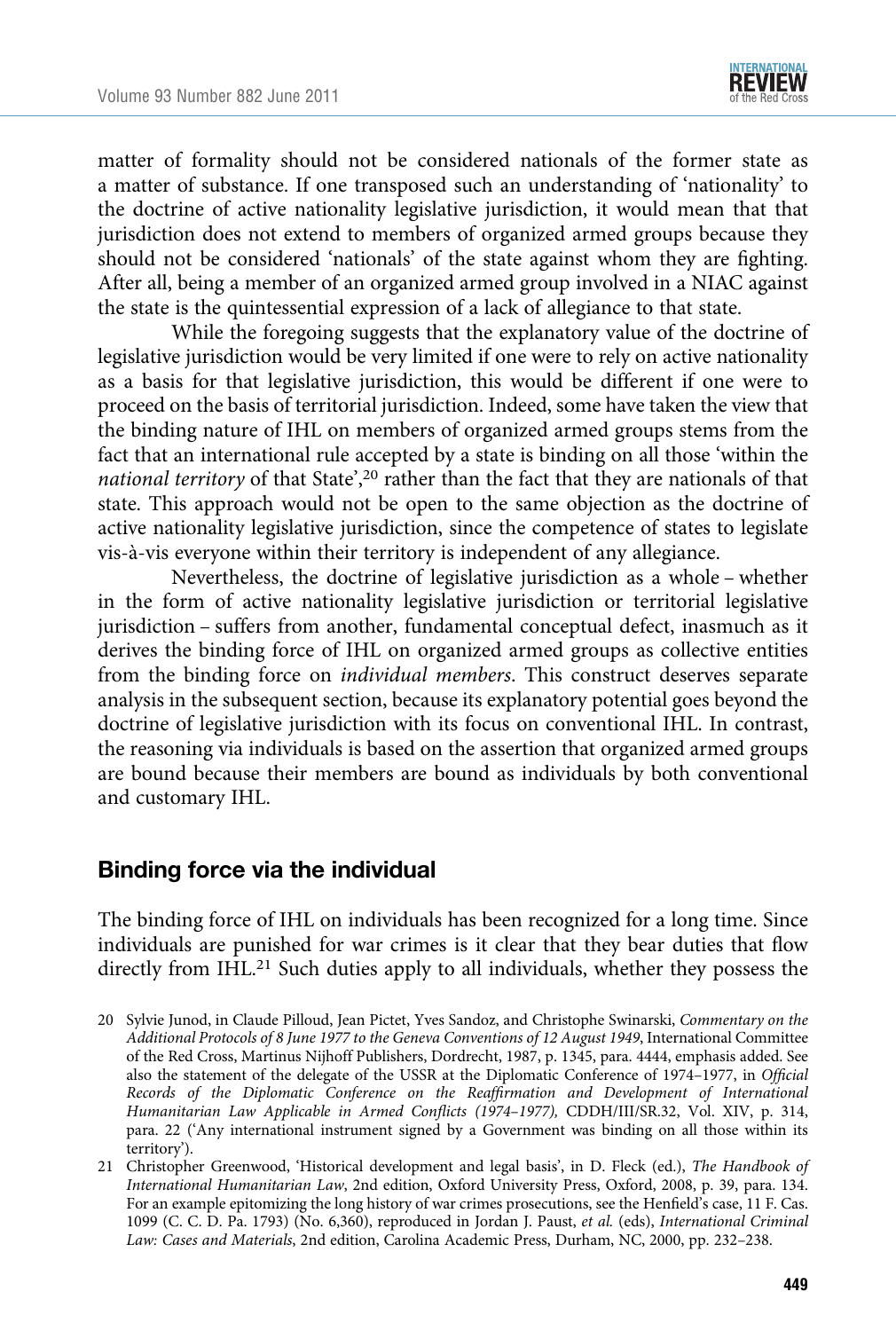matter of formality should not be considered nationals of the former state as a matter of substance. If one transposed such an understanding of 'nationality' to the doctrine of active nationality legislative jurisdiction, it would mean that that jurisdiction does not extend to members of organized armed groups because they should not be considered 'nationals' of the state against whom they are fighting. After all, being a member of an organized armed group involved in a NIAC against the state is the quintessential expression of a lack of allegiance to that state.

While the foregoing suggests that the explanatory value of the doctrine of legislative jurisdiction would be very limited if one were to rely on active nationality as a basis for that legislative jurisdiction, this would be different if one were to proceed on the basis of territorial jurisdiction. Indeed, some have taken the view that the binding nature of IHL on members of organized armed groups stems from the fact that an international rule accepted by a state is binding on all those 'within the *national territory* of that State',[20] rather than the fact that they are nationals of that state. This approach would not be open to the same objection as the doctrine of active nationality legislative jurisdiction, since the competence of states to legislate vis-à-vis everyone within their territory is independent of any allegiance.

Nevertheless, the doctrine of legislative jurisdiction as a whole – whether in the form of active nationality legislative jurisdiction or territorial legislative jurisdiction – suffers from another, fundamental conceptual defect, inasmuch as it derives the binding force of IHL on organized armed groups as collective entities from the binding force on *individual members*. This construct deserves separate analysis in the subsequent section, because its explanatory potential goes beyond the doctrine of legislative jurisdiction with its focus on conventional IHL. In contrast, the reasoning via individuals is based on the assertion that organized armed groups are bound because their members are bound as individuals by both conventional and customary IHL.

## Binding force via the individual

The binding force of IHL on individuals has been recognized for a long time. Since individuals are punished for war crimes is it clear that they bear duties that flow directly from IHL.[21] Such duties apply to all individuals, whether they possess the

20 Sylvie Junod, in Claude Pilloud, Jean Pictet, Yves Sandoz, and Christophe Swinarski, *Commentary on the Additional Protocols of 8 June 1977 to the Geneva Conventions of 12 August 1949*, International Committee of the Red Cross, Martinus Nijhoff Publishers, Dordrecht, 1987, p. 1345, para. 4444, emphasis added. See also the statement of the delegate of the USSR at the Diplomatic Conference of 1974–1977, in *Official Records of the Diplomatic Conference on the Reaffirmation and Development of International Humanitarian Law Applicable in Armed Conflicts (1974–1977),* CDDH/III/SR.32, Vol. XIV, p. 314, para. 22 ('Any international instrument signed by a Government was binding on all those within its territory').

21 Christopher Greenwood, 'Historical development and legal basis', in D. Fleck (ed.), *The Handbook of International Humanitarian Law*, 2nd edition, Oxford University Press, Oxford, 2008, p. 39, para. 134. For an example epitomizing the long history of war crimes prosecutions, see the Henfield's case, 11 F. Cas. 1099 (C. C. D. Pa. 1793) (No. 6,360), reproduced in Jordan J. Paust, *et al.* (eds), *International Criminal Law: Cases and Materials*, 2nd edition, Carolina Academic Press, Durham, NC, 2000, pp. 232–238.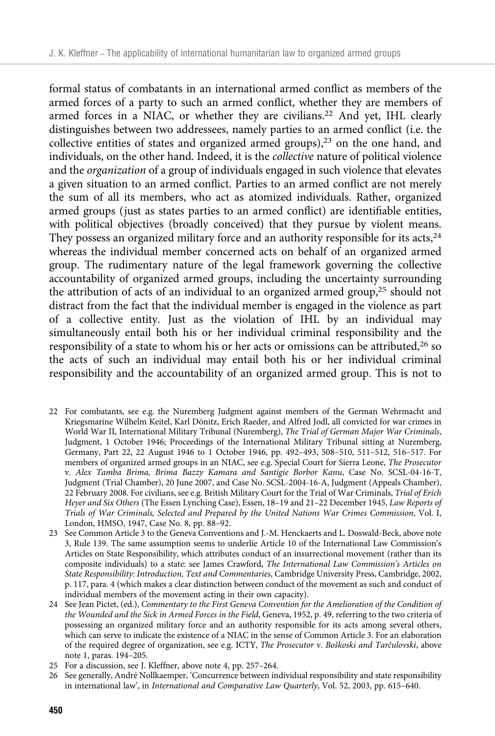formal status of combatants in an international armed conflict as members of the armed forces of a party to such an armed conflict, whether they are members of armed forces in a NIAC, or whether they are civilians.[22] And yet, IHL clearly distinguishes between two addressees, namely parties to an armed conflict (i.e. the collective entities of states and organized armed groups),[23] on the one hand, and individuals, on the other hand. Indeed, it is the *collective* nature of political violence and the *organization* of a group of individuals engaged in such violence that elevates a given situation to an armed conflict. Parties to an armed conflict are not merely the sum of all its members, who act as atomized individuals. Rather, organized armed groups (just as states parties to an armed conflict) are identifiable entities, with political objectives (broadly conceived) that they pursue by violent means. They possess an organized military force and an authority responsible for its acts,[24] whereas the individual member concerned acts on behalf of an organized armed group. The rudimentary nature of the legal framework governing the collective accountability of organized armed groups, including the uncertainty surrounding the attribution of acts of an individual to an organized armed group,[25] should not distract from the fact that the individual member is engaged in the violence as part of a collective entity. Just as the violation of IHL by an individual may simultaneously entail both his or her individual criminal responsibility and the responsibility of a state to whom his or her acts or omissions can be attributed,[26] so the acts of such an individual may entail both his or her individual criminal responsibility and the accountability of an organized armed group. This is not to

22 For combatants, see e.g. the Nuremberg Judgment against members of the German Wehrmacht and Kriegsmarine Wilhelm Keitel, Karl Dönitz, Erich Raeder, and Alfred Jodl, all convicted for war crimes in World War II, International Military Tribunal (Nuremberg), *The Trial of German Major War Criminals*, Judgment, 1 October 1946; Proceedings of the International Military Tribunal sitting at Nuremberg, Germany, Part 22, 22 August 1946 to 1 October 1946, pp. 492–493, 508–510, 511–512, 516–517. For members of organized armed groups in an NIAC, see e.g. Special Court for Sierra Leone, *The Prosecutor* v. *Alex Tamba Brima, Brima Bazzy Kamara and Santigie Borbor Kanu*, Case No. SCSL-04-16-T, Judgment (Trial Chamber), 20 June 2007, and Case No. SCSL-2004-16-A, Judgment (Appeals Chamber), 22 February 2008. For civilians, see e.g. British Military Court for the Trial of War Criminals, *Trial of Erich Heyer and Six Others* (The Essen Lynching Case), Essen, 18–19 and 21–22 December 1945, *Law Reports of Trials of War Criminals, Selected and Prepared by the United Nations War Crimes Commission*, Vol. I, London, HMSO, 1947, Case No. 8, pp. 88–92.

23 See Common Article 3 to the Geneva Conventions and J.-M. Henckaerts and L. Doswald-Beck, above note 3, Rule 139. The same assumption seems to underlie Article 10 of the International Law Commission's Articles on State Responsibility, which attributes conduct of an insurrectional movement (rather than its composite individuals) to a state: see James Crawford, *The International Law Commission's Articles on State Responsibility: Introduction, Text and Commentaries*, Cambridge University Press, Cambridge, 2002, p. 117, para. 4 (which makes a clear distinction between conduct of the movement as such and conduct of individual members of the movement acting in their own capacity).

24 See Jean Pictet, (ed.), *Commentary to the First Geneva Convention for the Amelioration of the Condition of the Wounded and the Sick in Armed Forces in the Field*, Geneva, 1952, p. 49, referring to the two criteria of possessing an organized military force and an authority responsible for its acts among several others, which can serve to indicate the existence of a NIAC in the sense of Common Article 3. For an elaboration of the required degree of organization, see e.g. ICTY, *The Prosecutor* v. *Boškoski and Tarčulovski*, above note 1, paras. 194–205.

25 For a discussion, see J. Kleffner, above note 4, pp. 257–264.

26 See generally, André Nollkaemper, 'Concurrence between individual responsibility and state responsibility in international law', in *International and Comparative Law Quarterly*, Vol. 52, 2003, pp. 615–640.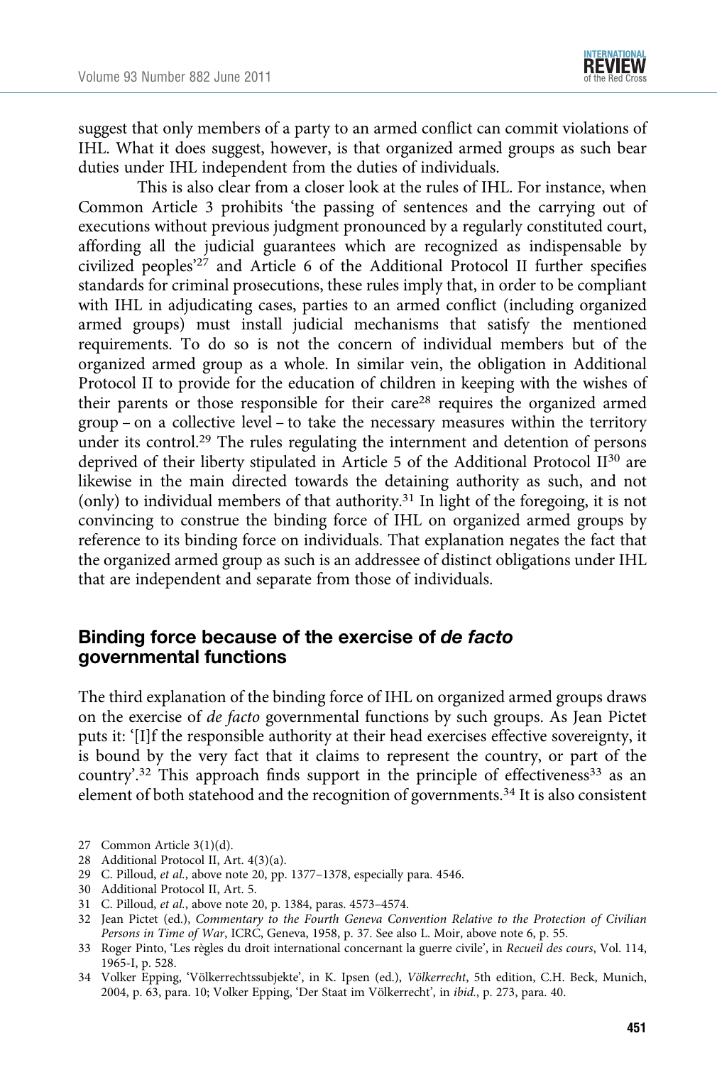suggest that only members of a party to an armed conflict can commit violations of IHL. What it does suggest, however, is that organized armed groups as such bear duties under IHL independent from the duties of individuals.

This is also clear from a closer look at the rules of IHL. For instance, when Common Article 3 prohibits 'the passing of sentences and the carrying out of executions without previous judgment pronounced by a regularly constituted court, affording all the judicial guarantees which are recognized as indispensable by civilized peoples'[27] and Article 6 of the Additional Protocol II further specifies standards for criminal prosecutions, these rules imply that, in order to be compliant with IHL in adjudicating cases, parties to an armed conflict (including organized armed groups) must install judicial mechanisms that satisfy the mentioned requirements. To do so is not the concern of individual members but of the organized armed group as a whole. In similar vein, the obligation in Additional Protocol II to provide for the education of children in keeping with the wishes of their parents or those responsible for their care[28] requires the organized armed group – on a collective level – to take the necessary measures within the territory under its control.[29] The rules regulating the internment and detention of persons deprived of their liberty stipulated in Article 5 of the Additional Protocol II[30] are likewise in the main directed towards the detaining authority as such, and not (only) to individual members of that authority.[31] In light of the foregoing, it is not convincing to construe the binding force of IHL on organized armed groups by reference to its binding force on individuals. That explanation negates the fact that the organized armed group as such is an addressee of distinct obligations under IHL that are independent and separate from those of individuals.

## Binding force because of the exercise of *de facto* governmental functions

The third explanation of the binding force of IHL on organized armed groups draws on the exercise of *de facto* governmental functions by such groups. As Jean Pictet puts it: '[I]f the responsible authority at their head exercises effective sovereignty, it is bound by the very fact that it claims to represent the country, or part of the country'.[32] This approach finds support in the principle of effectiveness[33] as an element of both statehood and the recognition of governments.[34] It is also consistent

27 Common Article 3(1)(d).

28 Additional Protocol II, Art. 4(3)(a).

29 C. Pilloud, *et al.*, above note 20, pp. 1377–1378, especially para. 4546.

30 Additional Protocol II, Art. 5.

31 C. Pilloud, *et al.*, above note 20, p. 1384, paras. 4573–4574.

32 Jean Pictet (ed.), *Commentary to the Fourth Geneva Convention Relative to the Protection of Civilian Persons in Time of War*, ICRC, Geneva, 1958, p. 37. See also L. Moir, above note 6, p. 55.

33 Roger Pinto, 'Les règles du droit international concernant la guerre civile', in *Recueil des cours*, Vol. 114, 1965-I, p. 528.

34 Volker Epping, 'Völkerrechtssubjekte', in K. Ipsen (ed.), *Völkerrecht*, 5th edition, C.H. Beck, Munich, 2004, p. 63, para. 10; Volker Epping, 'Der Staat im Völkerrecht', in *ibid.*, p. 273, para. 40.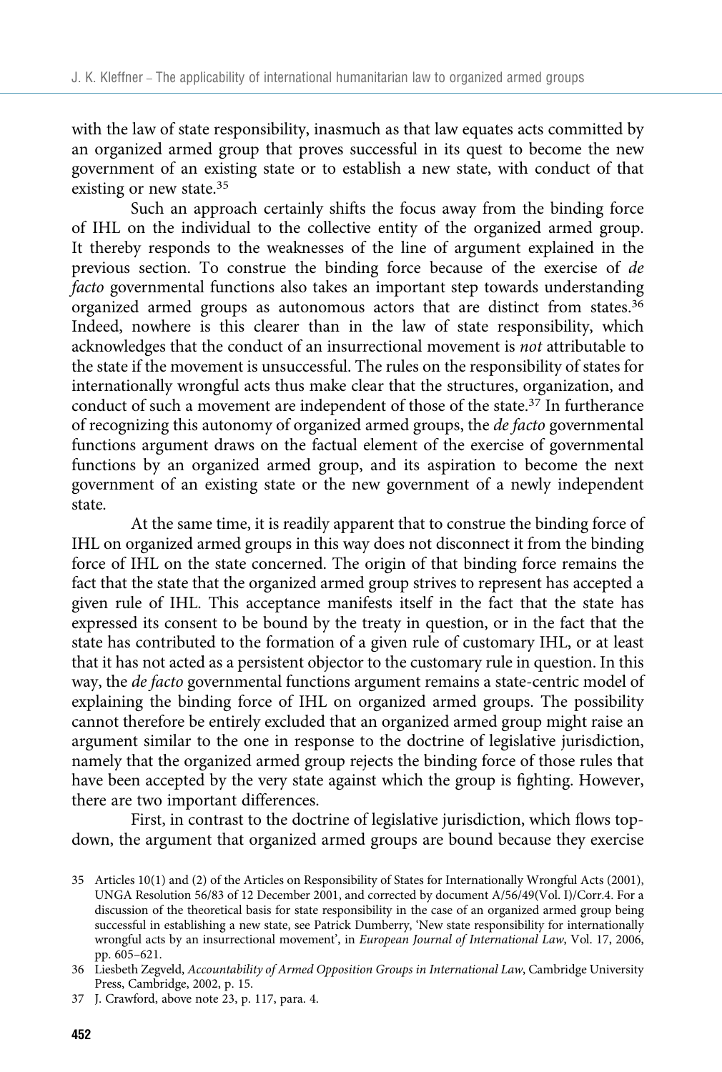with the law of state responsibility, inasmuch as that law equates acts committed by an organized armed group that proves successful in its quest to become the new government of an existing state or to establish a new state, with conduct of that existing or new state.[35]

Such an approach certainly shifts the focus away from the binding force of IHL on the individual to the collective entity of the organized armed group. It thereby responds to the weaknesses of the line of argument explained in the previous section. To construe the binding force because of the exercise of *de facto* governmental functions also takes an important step towards understanding organized armed groups as autonomous actors that are distinct from states.[36] Indeed, nowhere is this clearer than in the law of state responsibility, which acknowledges that the conduct of an insurrectional movement is *not* attributable to the state if the movement is unsuccessful. The rules on the responsibility of states for internationally wrongful acts thus make clear that the structures, organization, and conduct of such a movement are independent of those of the state.[37] In furtherance of recognizing this autonomy of organized armed groups, the *de facto* governmental functions argument draws on the factual element of the exercise of governmental functions by an organized armed group, and its aspiration to become the next government of an existing state or the new government of a newly independent state.

At the same time, it is readily apparent that to construe the binding force of IHL on organized armed groups in this way does not disconnect it from the binding force of IHL on the state concerned. The origin of that binding force remains the fact that the state that the organized armed group strives to represent has accepted a given rule of IHL. This acceptance manifests itself in the fact that the state has expressed its consent to be bound by the treaty in question, or in the fact that the state has contributed to the formation of a given rule of customary IHL, or at least that it has not acted as a persistent objector to the customary rule in question. In this way, the *de facto* governmental functions argument remains a state-centric model of explaining the binding force of IHL on organized armed groups. The possibility cannot therefore be entirely excluded that an organized armed group might raise an argument similar to the one in response to the doctrine of legislative jurisdiction, namely that the organized armed group rejects the binding force of those rules that have been accepted by the very state against which the group is fighting. However, there are two important differences.

First, in contrast to the doctrine of legislative jurisdiction, which flows top-down, the argument that organized armed groups are bound because they exercise

---

35 Articles 10(1) and (2) of the Articles on Responsibility of States for Internationally Wrongful Acts (2001), UNGA Resolution 56/83 of 12 December 2001, and corrected by document A/56/49(Vol. I)/Corr.4. For a discussion of the theoretical basis for state responsibility in the case of an organized armed group being successful in establishing a new state, see Patrick Dumberry, 'New state responsibility for internationally wrongful acts by an insurrectional movement', in *European Journal of International Law*, Vol. 17, 2006, pp. 605–621.

36 Liesbeth Zegveld, *Accountability of Armed Opposition Groups in International Law*, Cambridge University Press, Cambridge, 2002, p. 15.

37 J. Crawford, above note 23, p. 117, para. 4.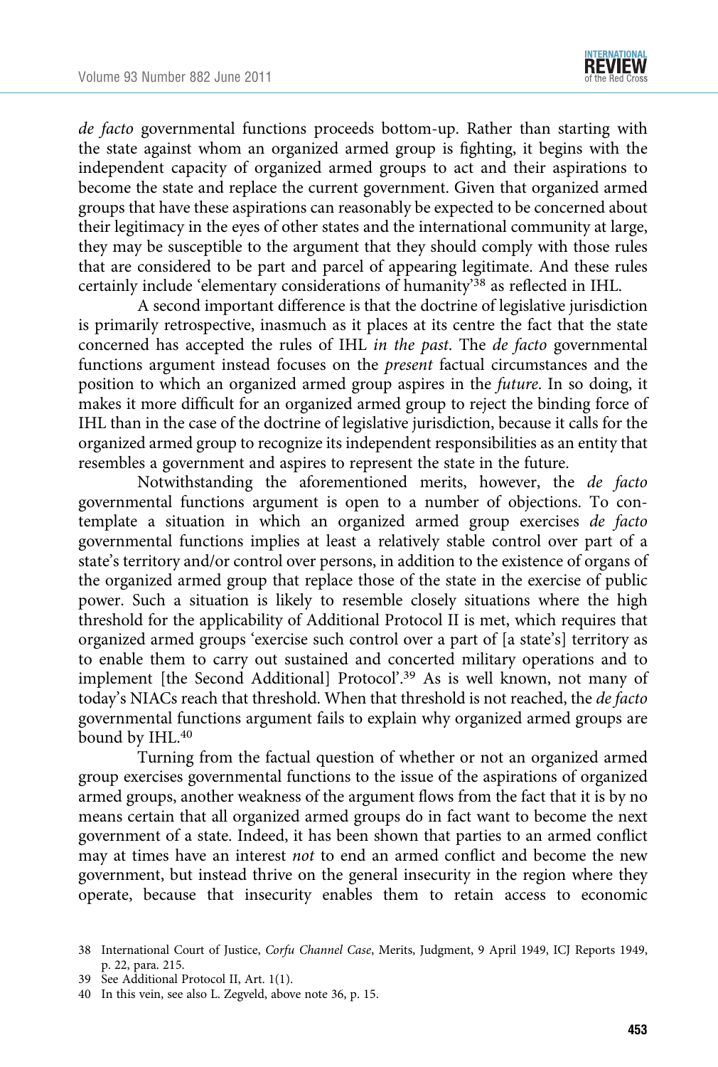*de facto* governmental functions proceeds bottom-up. Rather than starting with the state against whom an organized armed group is fighting, it begins with the independent capacity of organized armed groups to act and their aspirations to become the state and replace the current government. Given that organized armed groups that have these aspirations can reasonably be expected to be concerned about their legitimacy in the eyes of other states and the international community at large, they may be susceptible to the argument that they should comply with those rules that are considered to be part and parcel of appearing legitimate. And these rules certainly include 'elementary considerations of humanity'[38] as reflected in IHL.

A second important difference is that the doctrine of legislative jurisdiction is primarily retrospective, inasmuch as it places at its centre the fact that the state concerned has accepted the rules of IHL *in the past*. The *de facto* governmental functions argument instead focuses on the *present* factual circumstances and the position to which an organized armed group aspires in the *future*. In so doing, it makes it more difficult for an organized armed group to reject the binding force of IHL than in the case of the doctrine of legislative jurisdiction, because it calls for the organized armed group to recognize its independent responsibilities as an entity that resembles a government and aspires to represent the state in the future.

Notwithstanding the aforementioned merits, however, the *de facto* governmental functions argument is open to a number of objections. To contemplate a situation in which an organized armed group exercises *de facto* governmental functions implies at least a relatively stable control over part of a state's territory and/or control over persons, in addition to the existence of organs of the organized armed group that replace those of the state in the exercise of public power. Such a situation is likely to resemble closely situations where the high threshold for the applicability of Additional Protocol II is met, which requires that organized armed groups 'exercise such control over a part of [a state's] territory as to enable them to carry out sustained and concerted military operations and to implement [the Second Additional] Protocol'.[39] As is well known, not many of today's NIACs reach that threshold. When that threshold is not reached, the *de facto* governmental functions argument fails to explain why organized armed groups are bound by IHL.[40]

Turning from the factual question of whether or not an organized armed group exercises governmental functions to the issue of the aspirations of organized armed groups, another weakness of the argument flows from the fact that it is by no means certain that all organized armed groups do in fact want to become the next government of a state. Indeed, it has been shown that parties to an armed conflict may at times have an interest *not* to end an armed conflict and become the new government, but instead thrive on the general insecurity in the region where they operate, because that insecurity enables them to retain access to economic

38 International Court of Justice, *Corfu Channel Case*, Merits, Judgment, 9 April 1949, ICJ Reports 1949, p. 22, para. 215.

39 See Additional Protocol II, Art. 1(1).

40 In this vein, see also L. Zegveld, above note 36, p. 15.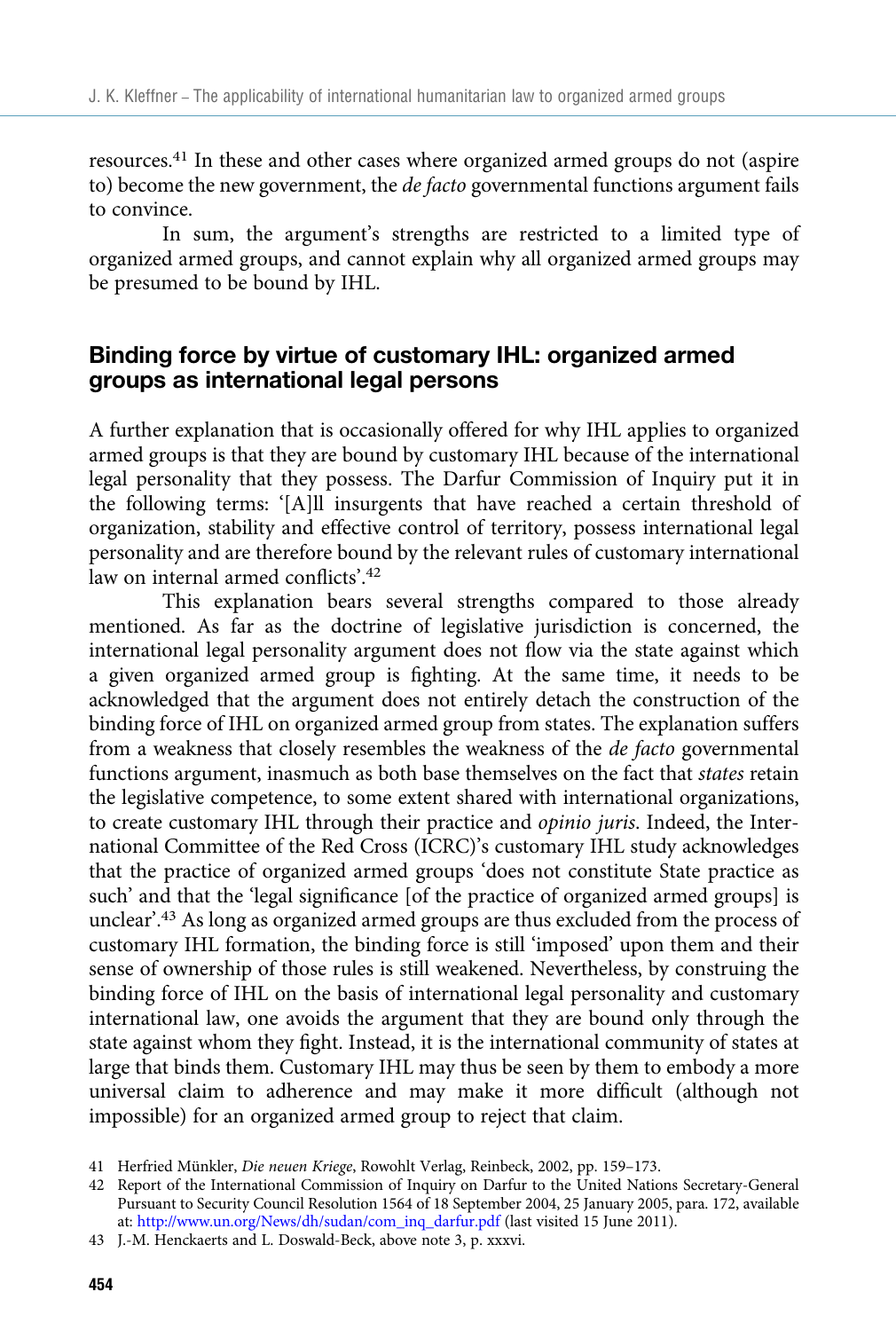resources.[41] In these and other cases where organized armed groups do not (aspire to) become the new government, the *de facto* governmental functions argument fails to convince.

In sum, the argument's strengths are restricted to a limited type of organized armed groups, and cannot explain why all organized armed groups may be presumed to be bound by IHL.

## Binding force by virtue of customary IHL: organized armed groups as international legal persons

A further explanation that is occasionally offered for why IHL applies to organized armed groups is that they are bound by customary IHL because of the international legal personality that they possess. The Darfur Commission of Inquiry put it in the following terms: '[A]ll insurgents that have reached a certain threshold of organization, stability and effective control of territory, possess international legal personality and are therefore bound by the relevant rules of customary international law on internal armed conflicts'.[42]

This explanation bears several strengths compared to those already mentioned. As far as the doctrine of legislative jurisdiction is concerned, the international legal personality argument does not flow via the state against which a given organized armed group is fighting. At the same time, it needs to be acknowledged that the argument does not entirely detach the construction of the binding force of IHL on organized armed group from states. The explanation suffers from a weakness that closely resembles the weakness of the *de facto* governmental functions argument, inasmuch as both base themselves on the fact that *states* retain the legislative competence, to some extent shared with international organizations, to create customary IHL through their practice and *opinio juris*. Indeed, the International Committee of the Red Cross (ICRC)'s customary IHL study acknowledges that the practice of organized armed groups 'does not constitute State practice as such' and that the 'legal significance [of the practice of organized armed groups] is unclear'.[43] As long as organized armed groups are thus excluded from the process of customary IHL formation, the binding force is still 'imposed' upon them and their sense of ownership of those rules is still weakened. Nevertheless, by construing the binding force of IHL on the basis of international legal personality and customary international law, one avoids the argument that they are bound only through the state against whom they fight. Instead, it is the international community of states at large that binds them. Customary IHL may thus be seen by them to embody a more universal claim to adherence and may make it more difficult (although not impossible) for an organized armed group to reject that claim.

41 Herfried Münkler, *Die neuen Kriege*, Rowohlt Verlag, Reinbeck, 2002, pp. 159–173.

42 Report of the International Commission of Inquiry on Darfur to the United Nations Secretary-General Pursuant to Security Council Resolution 1564 of 18 September 2004, 25 January 2005, para. 172, available at: http://www.un.org/News/dh/sudan/com_inq_darfur.pdf (last visited 15 June 2011).

43 J.-M. Henckaerts and L. Doswald-Beck, above note 3, p. xxxvi.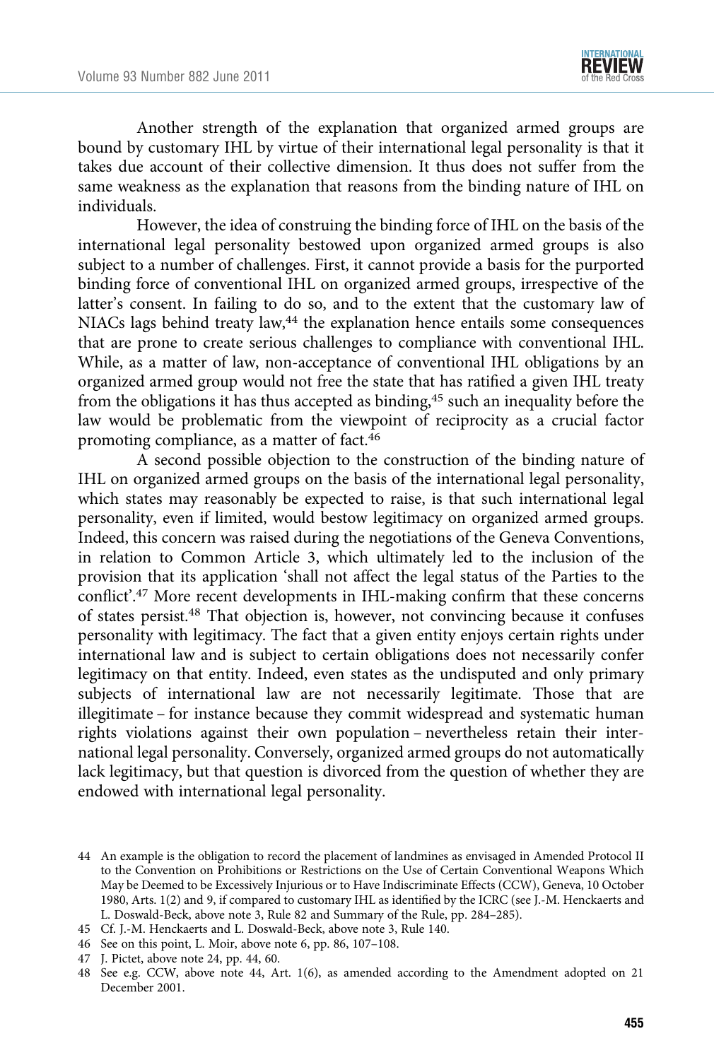Another strength of the explanation that organized armed groups are bound by customary IHL by virtue of their international legal personality is that it takes due account of their collective dimension. It thus does not suffer from the same weakness as the explanation that reasons from the binding nature of IHL on individuals.

However, the idea of construing the binding force of IHL on the basis of the international legal personality bestowed upon organized armed groups is also subject to a number of challenges. First, it cannot provide a basis for the purported binding force of conventional IHL on organized armed groups, irrespective of the latter's consent. In failing to do so, and to the extent that the customary law of NIACs lags behind treaty law,[44] the explanation hence entails some consequences that are prone to create serious challenges to compliance with conventional IHL. While, as a matter of law, non-acceptance of conventional IHL obligations by an organized armed group would not free the state that has ratified a given IHL treaty from the obligations it has thus accepted as binding,[45] such an inequality before the law would be problematic from the viewpoint of reciprocity as a crucial factor promoting compliance, as a matter of fact.[46]

A second possible objection to the construction of the binding nature of IHL on organized armed groups on the basis of the international legal personality, which states may reasonably be expected to raise, is that such international legal personality, even if limited, would bestow legitimacy on organized armed groups. Indeed, this concern was raised during the negotiations of the Geneva Conventions, in relation to Common Article 3, which ultimately led to the inclusion of the provision that its application 'shall not affect the legal status of the Parties to the conflict'.[47] More recent developments in IHL-making confirm that these concerns of states persist.[48] That objection is, however, not convincing because it confuses personality with legitimacy. The fact that a given entity enjoys certain rights under international law and is subject to certain obligations does not necessarily confer legitimacy on that entity. Indeed, even states as the undisputed and only primary subjects of international law are not necessarily legitimate. Those that are illegitimate – for instance because they commit widespread and systematic human rights violations against their own population – nevertheless retain their international legal personality. Conversely, organized armed groups do not automatically lack legitimacy, but that question is divorced from the question of whether they are endowed with international legal personality.

44 An example is the obligation to record the placement of landmines as envisaged in Amended Protocol II to the Convention on Prohibitions or Restrictions on the Use of Certain Conventional Weapons Which May be Deemed to be Excessively Injurious or to Have Indiscriminate Effects (CCW), Geneva, 10 October 1980, Arts. 1(2) and 9, if compared to customary IHL as identified by the ICRC (see J.-M. Henckaerts and L. Doswald-Beck, above note 3, Rule 82 and Summary of the Rule, pp. 284–285).

45 Cf. J.-M. Henckaerts and L. Doswald-Beck, above note 3, Rule 140.

46 See on this point, L. Moir, above note 6, pp. 86, 107–108.

47 J. Pictet, above note 24, pp. 44, 60.

48 See e.g. CCW, above note 44, Art. 1(6), as amended according to the Amendment adopted on 21 December 2001.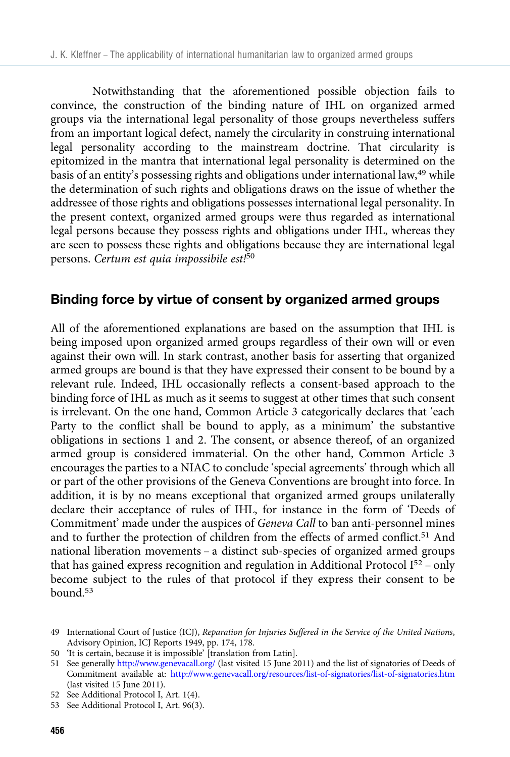Notwithstanding that the aforementioned possible objection fails to convince, the construction of the binding nature of IHL on organized armed groups via the international legal personality of those groups nevertheless suffers from an important logical defect, namely the circularity in construing international legal personality according to the mainstream doctrine. That circularity is epitomized in the mantra that international legal personality is determined on the basis of an entity's possessing rights and obligations under international law,[49] while the determination of such rights and obligations draws on the issue of whether the addressee of those rights and obligations possesses international legal personality. In the present context, organized armed groups were thus regarded as international legal persons because they possess rights and obligations under IHL, whereas they are seen to possess these rights and obligations because they are international legal persons. *Certum est quia impossibile est!*[50]

## Binding force by virtue of consent by organized armed groups

All of the aforementioned explanations are based on the assumption that IHL is being imposed upon organized armed groups regardless of their own will or even against their own will. In stark contrast, another basis for asserting that organized armed groups are bound is that they have expressed their consent to be bound by a relevant rule. Indeed, IHL occasionally reflects a consent-based approach to the binding force of IHL as much as it seems to suggest at other times that such consent is irrelevant. On the one hand, Common Article 3 categorically declares that 'each Party to the conflict shall be bound to apply, as a minimum' the substantive obligations in sections 1 and 2. The consent, or absence thereof, of an organized armed group is considered immaterial. On the other hand, Common Article 3 encourages the parties to a NIAC to conclude 'special agreements' through which all or part of the other provisions of the Geneva Conventions are brought into force. In addition, it is by no means exceptional that organized armed groups unilaterally declare their acceptance of rules of IHL, for instance in the form of 'Deeds of Commitment' made under the auspices of *Geneva Call* to ban anti-personnel mines and to further the protection of children from the effects of armed conflict.[51] And national liberation movements – a distinct sub-species of organized armed groups that has gained express recognition and regulation in Additional Protocol I[52] – only become subject to the rules of that protocol if they express their consent to be bound.[53]

---

49 International Court of Justice (ICJ), *Reparation for Injuries Suffered in the Service of the United Nations*, Advisory Opinion, ICJ Reports 1949, pp. 174, 178.

50 'It is certain, because it is impossible' [translation from Latin].

51 See generally http://www.genevacall.org/ (last visited 15 June 2011) and the list of signatories of Deeds of Commitment available at: http://www.genevacall.org/resources/list-of-signatories/list-of-signatories.htm (last visited 15 June 2011).

52 See Additional Protocol I, Art. 1(4).

53 See Additional Protocol I, Art. 96(3).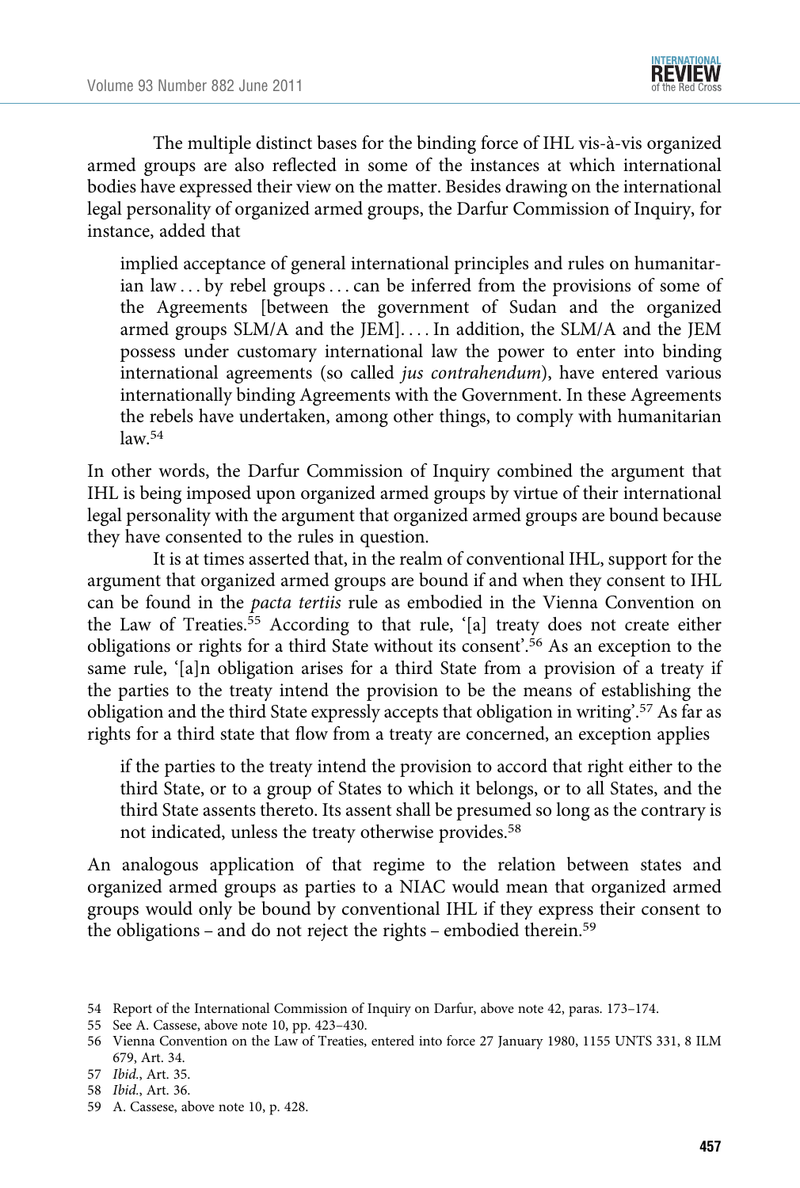The multiple distinct bases for the binding force of IHL vis-à-vis organized armed groups are also reflected in some of the instances at which international bodies have expressed their view on the matter. Besides drawing on the international legal personality of organized armed groups, the Darfur Commission of Inquiry, for instance, added that

> implied acceptance of general international principles and rules on humanitarian law . . . by rebel groups . . . can be inferred from the provisions of some of the Agreements [between the government of Sudan and the organized armed groups SLM/A and the JEM]. . . . In addition, the SLM/A and the JEM possess under customary international law the power to enter into binding international agreements (so called *jus contrahendum*), have entered various internationally binding Agreements with the Government. In these Agreements the rebels have undertaken, among other things, to comply with humanitarian law.[54]

In other words, the Darfur Commission of Inquiry combined the argument that IHL is being imposed upon organized armed groups by virtue of their international legal personality with the argument that organized armed groups are bound because they have consented to the rules in question.

It is at times asserted that, in the realm of conventional IHL, support for the argument that organized armed groups are bound if and when they consent to IHL can be found in the *pacta tertiis* rule as embodied in the Vienna Convention on the Law of Treaties.[55] According to that rule, '[a] treaty does not create either obligations or rights for a third State without its consent'.[56] As an exception to the same rule, '[a]n obligation arises for a third State from a provision of a treaty if the parties to the treaty intend the provision to be the means of establishing the obligation and the third State expressly accepts that obligation in writing'.[57] As far as rights for a third state that flow from a treaty are concerned, an exception applies

> if the parties to the treaty intend the provision to accord that right either to the third State, or to a group of States to which it belongs, or to all States, and the third State assents thereto. Its assent shall be presumed so long as the contrary is not indicated, unless the treaty otherwise provides.[58]

An analogous application of that regime to the relation between states and organized armed groups as parties to a NIAC would mean that organized armed groups would only be bound by conventional IHL if they express their consent to the obligations – and do not reject the rights – embodied therein.[59]

54 Report of the International Commission of Inquiry on Darfur, above note 42, paras. 173–174.

55 See A. Cassese, above note 10, pp. 423–430.

56 Vienna Convention on the Law of Treaties, entered into force 27 January 1980, 1155 UNTS 331, 8 ILM 679, Art. 34.

57 *Ibid.*, Art. 35.

58 *Ibid.*, Art. 36.

59 A. Cassese, above note 10, p. 428.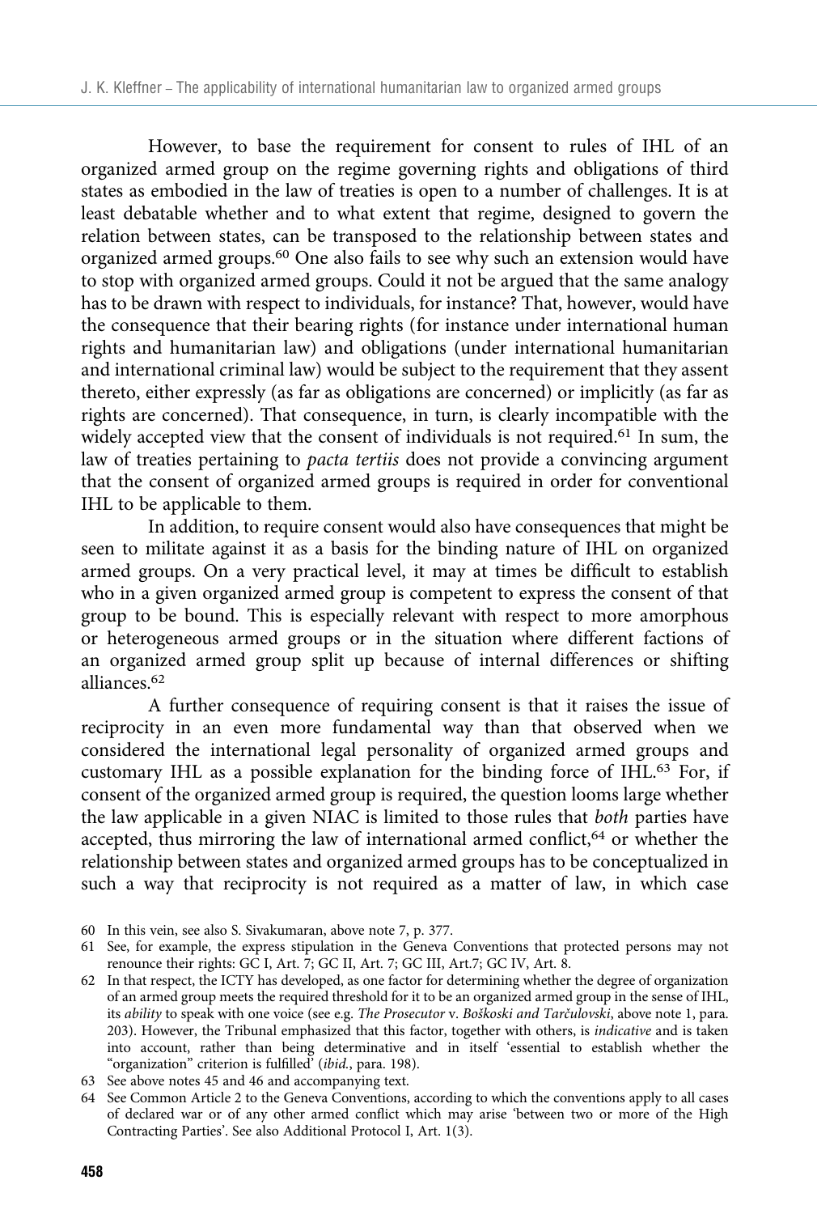However, to base the requirement for consent to rules of IHL of an organized armed group on the regime governing rights and obligations of third states as embodied in the law of treaties is open to a number of challenges. It is at least debatable whether and to what extent that regime, designed to govern the relation between states, can be transposed to the relationship between states and organized armed groups.[60] One also fails to see why such an extension would have to stop with organized armed groups. Could it not be argued that the same analogy has to be drawn with respect to individuals, for instance? That, however, would have the consequence that their bearing rights (for instance under international human rights and humanitarian law) and obligations (under international humanitarian and international criminal law) would be subject to the requirement that they assent thereto, either expressly (as far as obligations are concerned) or implicitly (as far as rights are concerned). That consequence, in turn, is clearly incompatible with the widely accepted view that the consent of individuals is not required.[61] In sum, the law of treaties pertaining to *pacta tertiis* does not provide a convincing argument that the consent of organized armed groups is required in order for conventional IHL to be applicable to them.

In addition, to require consent would also have consequences that might be seen to militate against it as a basis for the binding nature of IHL on organized armed groups. On a very practical level, it may at times be difficult to establish who in a given organized armed group is competent to express the consent of that group to be bound. This is especially relevant with respect to more amorphous or heterogeneous armed groups or in the situation where different factions of an organized armed group split up because of internal differences or shifting alliances.[62]

A further consequence of requiring consent is that it raises the issue of reciprocity in an even more fundamental way than that observed when we considered the international legal personality of organized armed groups and customary IHL as a possible explanation for the binding force of IHL.[63] For, if consent of the organized armed group is required, the question looms large whether the law applicable in a given NIAC is limited to those rules that *both* parties have accepted, thus mirroring the law of international armed conflict,[64] or whether the relationship between states and organized armed groups has to be conceptualized in such a way that reciprocity is not required as a matter of law, in which case

60 In this vein, see also S. Sivakumaran, above note 7, p. 377.

61 See, for example, the express stipulation in the Geneva Conventions that protected persons may not renounce their rights: GC I, Art. 7; GC II, Art. 7; GC III, Art.7; GC IV, Art. 8.

62 In that respect, the ICTY has developed, as one factor for determining whether the degree of organization of an armed group meets the required threshold for it to be an organized armed group in the sense of IHL, its *ability* to speak with one voice (see e.g. *The Prosecutor* v. *Boškoski and Tarčulovski*, above note 1, para. 203). However, the Tribunal emphasized that this factor, together with others, is *indicative* and is taken into account, rather than being determinative and in itself 'essential to establish whether the "organization" criterion is fulfilled' (*ibid.*, para. 198).

63 See above notes 45 and 46 and accompanying text.

64 See Common Article 2 to the Geneva Conventions, according to which the conventions apply to all cases of declared war or of any other armed conflict which may arise 'between two or more of the High Contracting Parties'. See also Additional Protocol I, Art. 1(3).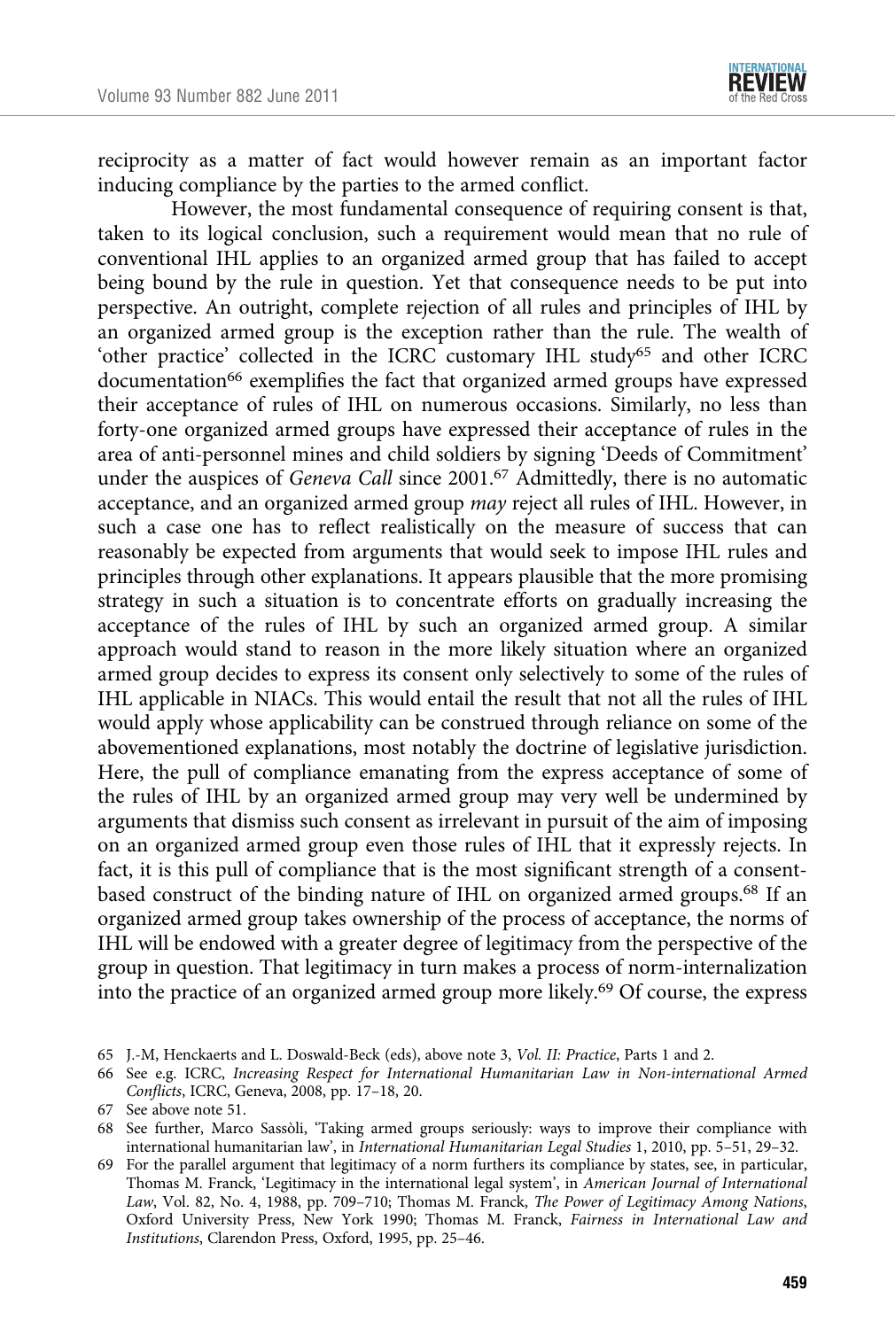reciprocity as a matter of fact would however remain as an important factor inducing compliance by the parties to the armed conflict.

However, the most fundamental consequence of requiring consent is that, taken to its logical conclusion, such a requirement would mean that no rule of conventional IHL applies to an organized armed group that has failed to accept being bound by the rule in question. Yet that consequence needs to be put into perspective. An outright, complete rejection of all rules and principles of IHL by an organized armed group is the exception rather than the rule. The wealth of 'other practice' collected in the ICRC customary IHL study[65] and other ICRC documentation[66] exemplifies the fact that organized armed groups have expressed their acceptance of rules of IHL on numerous occasions. Similarly, no less than forty-one organized armed groups have expressed their acceptance of rules in the area of anti-personnel mines and child soldiers by signing 'Deeds of Commitment' under the auspices of *Geneva Call* since 2001.[67] Admittedly, there is no automatic acceptance, and an organized armed group *may* reject all rules of IHL. However, in such a case one has to reflect realistically on the measure of success that can reasonably be expected from arguments that would seek to impose IHL rules and principles through other explanations. It appears plausible that the more promising strategy in such a situation is to concentrate efforts on gradually increasing the acceptance of the rules of IHL by such an organized armed group. A similar approach would stand to reason in the more likely situation where an organized armed group decides to express its consent only selectively to some of the rules of IHL applicable in NIACs. This would entail the result that not all the rules of IHL would apply whose applicability can be construed through reliance on some of the abovementioned explanations, most notably the doctrine of legislative jurisdiction. Here, the pull of compliance emanating from the express acceptance of some of the rules of IHL by an organized armed group may very well be undermined by arguments that dismiss such consent as irrelevant in pursuit of the aim of imposing on an organized armed group even those rules of IHL that it expressly rejects. In fact, it is this pull of compliance that is the most significant strength of a consent-based construct of the binding nature of IHL on organized armed groups.[68] If an organized armed group takes ownership of the process of acceptance, the norms of IHL will be endowed with a greater degree of legitimacy from the perspective of the group in question. That legitimacy in turn makes a process of norm-internalization into the practice of an organized armed group more likely.[69] Of course, the express

---

65 J.-M, Henckaerts and L. Doswald-Beck (eds), above note 3, *Vol. II: Practice*, Parts 1 and 2.

66 See e.g. ICRC, *Increasing Respect for International Humanitarian Law in Non-international Armed Conflicts*, ICRC, Geneva, 2008, pp. 17–18, 20.

67 See above note 51.

68 See further, Marco Sassòli, 'Taking armed groups seriously: ways to improve their compliance with international humanitarian law', in *International Humanitarian Legal Studies* 1, 2010, pp. 5–51, 29–32.

69 For the parallel argument that legitimacy of a norm furthers its compliance by states, see, in particular, Thomas M. Franck, 'Legitimacy in the international legal system', in *American Journal of International Law*, Vol. 82, No. 4, 1988, pp. 709–710; Thomas M. Franck, *The Power of Legitimacy Among Nations*, Oxford University Press, New York 1990; Thomas M. Franck, *Fairness in International Law and Institutions*, Clarendon Press, Oxford, 1995, pp. 25–46.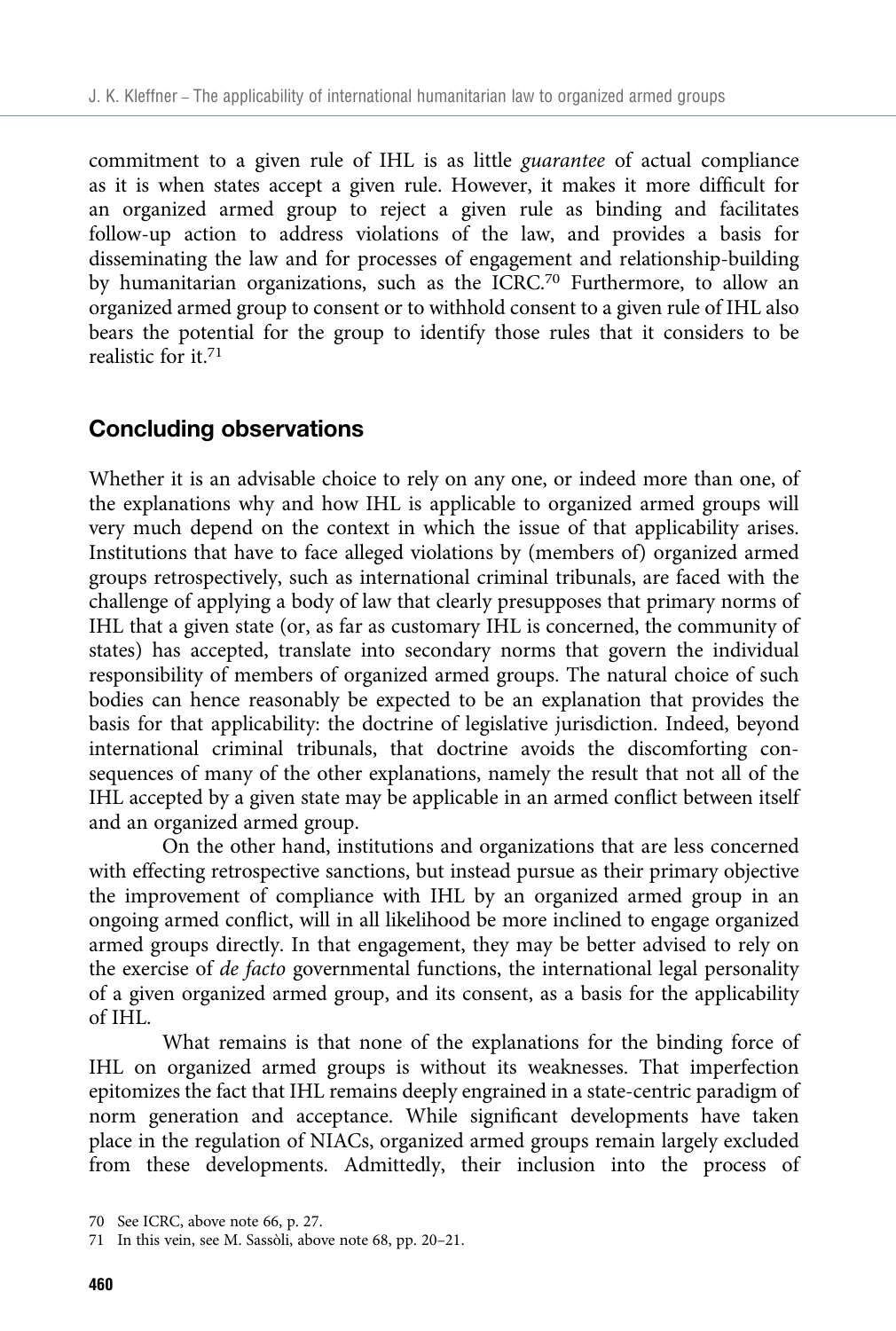commitment to a given rule of IHL is as little *guarantee* of actual compliance as it is when states accept a given rule. However, it makes it more difficult for an organized armed group to reject a given rule as binding and facilitates follow-up action to address violations of the law, and provides a basis for disseminating the law and for processes of engagement and relationship-building by humanitarian organizations, such as the ICRC.[70] Furthermore, to allow an organized armed group to consent or to withhold consent to a given rule of IHL also bears the potential for the group to identify those rules that it considers to be realistic for it.[71]

## Concluding observations

Whether it is an advisable choice to rely on any one, or indeed more than one, of the explanations why and how IHL is applicable to organized armed groups will very much depend on the context in which the issue of that applicability arises. Institutions that have to face alleged violations by (members of) organized armed groups retrospectively, such as international criminal tribunals, are faced with the challenge of applying a body of law that clearly presupposes that primary norms of IHL that a given state (or, as far as customary IHL is concerned, the community of states) has accepted, translate into secondary norms that govern the individual responsibility of members of organized armed groups. The natural choice of such bodies can hence reasonably be expected to be an explanation that provides the basis for that applicability: the doctrine of legislative jurisdiction. Indeed, beyond international criminal tribunals, that doctrine avoids the discomforting consequences of many of the other explanations, namely the result that not all of the IHL accepted by a given state may be applicable in an armed conflict between itself and an organized armed group.

On the other hand, institutions and organizations that are less concerned with effecting retrospective sanctions, but instead pursue as their primary objective the improvement of compliance with IHL by an organized armed group in an ongoing armed conflict, will in all likelihood be more inclined to engage organized armed groups directly. In that engagement, they may be better advised to rely on the exercise of *de facto* governmental functions, the international legal personality of a given organized armed group, and its consent, as a basis for the applicability of IHL.

What remains is that none of the explanations for the binding force of IHL on organized armed groups is without its weaknesses. That imperfection epitomizes the fact that IHL remains deeply engrained in a state-centric paradigm of norm generation and acceptance. While significant developments have taken place in the regulation of NIACs, organized armed groups remain largely excluded from these developments. Admittedly, their inclusion into the process of

70 See ICRC, above note 66, p. 27.

71 In this vein, see M. Sassòli, above note 68, pp. 20–21.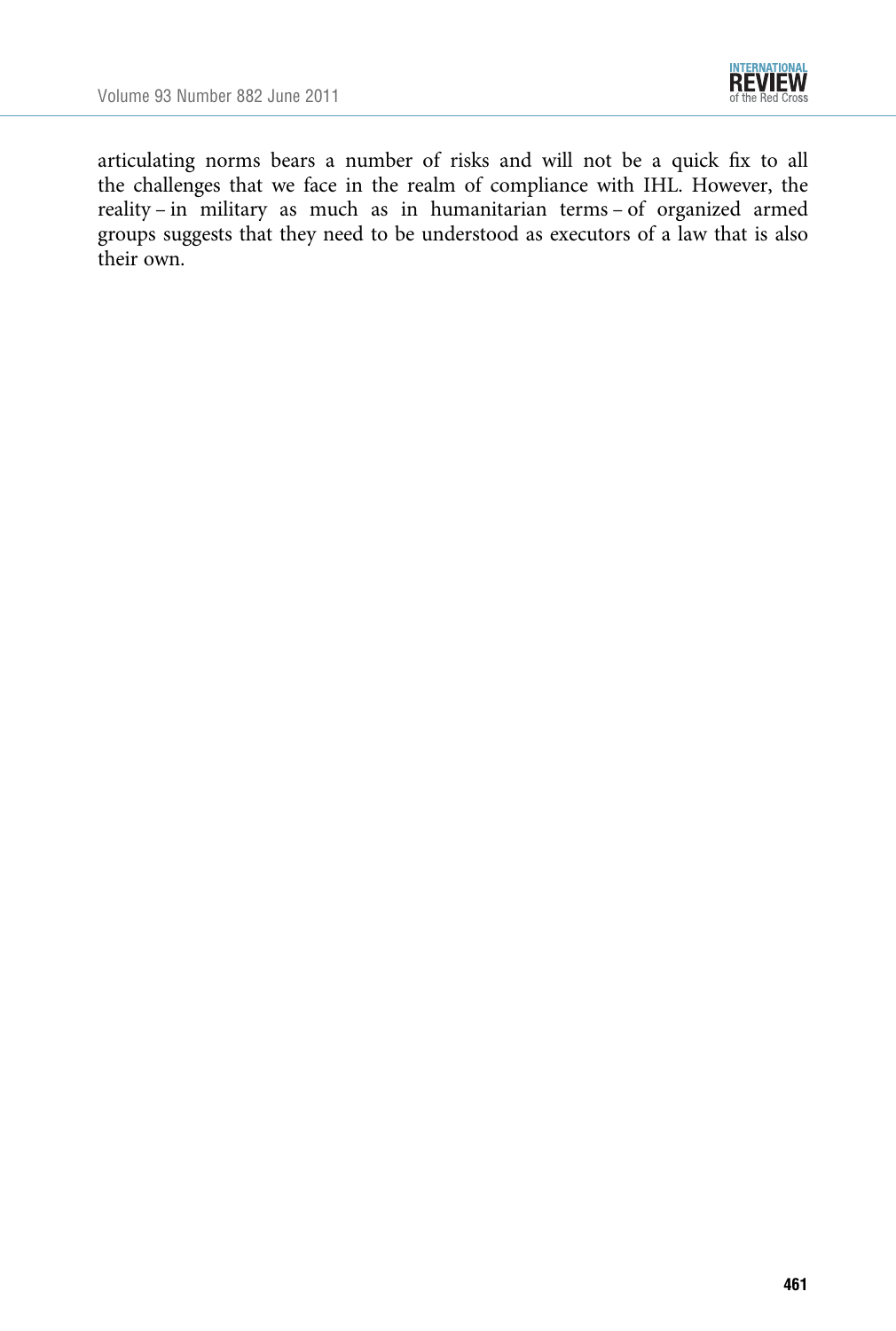articulating norms bears a number of risks and will not be a quick fix to all the challenges that we face in the realm of compliance with IHL. However, the reality – in military as much as in humanitarian terms – of organized armed groups suggests that they need to be understood as executors of a law that is also their own.